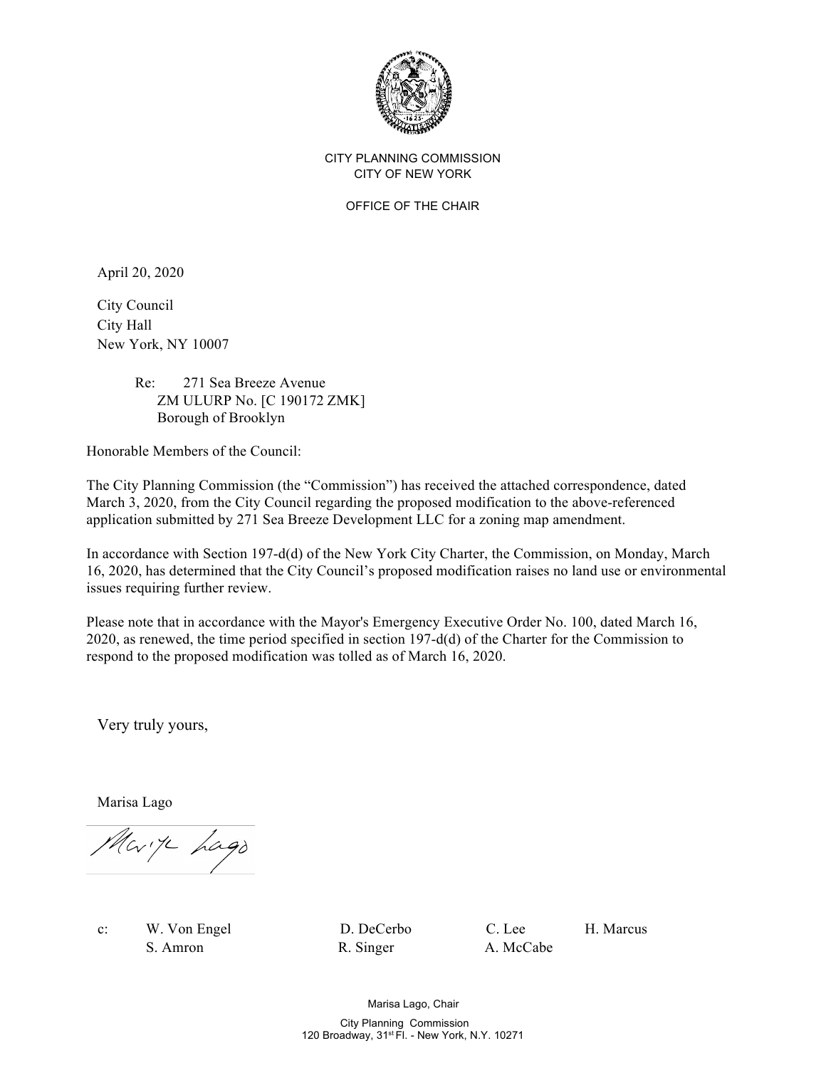CITY PLANNING COMMISSION
CITY OF NEW YORK

OFFICE OF THE CHAIR

April 20, 2020

City Council
City Hall
New York, NY 10007

Re: 271 Sea Breeze Avenue
ZM ULURP No. [C 190172 ZMK]
Borough of Brooklyn

Honorable Members of the Council:

The City Planning Commission (the "Commission") has received the attached correspondence, dated March 3, 2020, from the City Council regarding the proposed modification to the above-referenced application submitted by 271 Sea Breeze Development LLC for a zoning map amendment.

In accordance with Section 197-d(d) of the New York City Charter, the Commission, on Monday, March 16, 2020, has determined that the City Council's proposed modification raises no land use or environmental issues requiring further review.

Please note that in accordance with the Mayor's Emergency Executive Order No. 100, dated March 16, 2020, as renewed, the time period specified in section 197-d(d) of the Charter for the Commission to respond to the proposed modification was tolled as of March 16, 2020.

Very truly yours,

Marisa Lago

c: W. Von Engel, D. DeCerbo, C. Lee, H. Marcus, S. Amron, R. Singer, A. McCabe

Marisa Lago, Chair
City Planning Commission
120 Broadway, 31st Fl. - New York, N.Y. 10271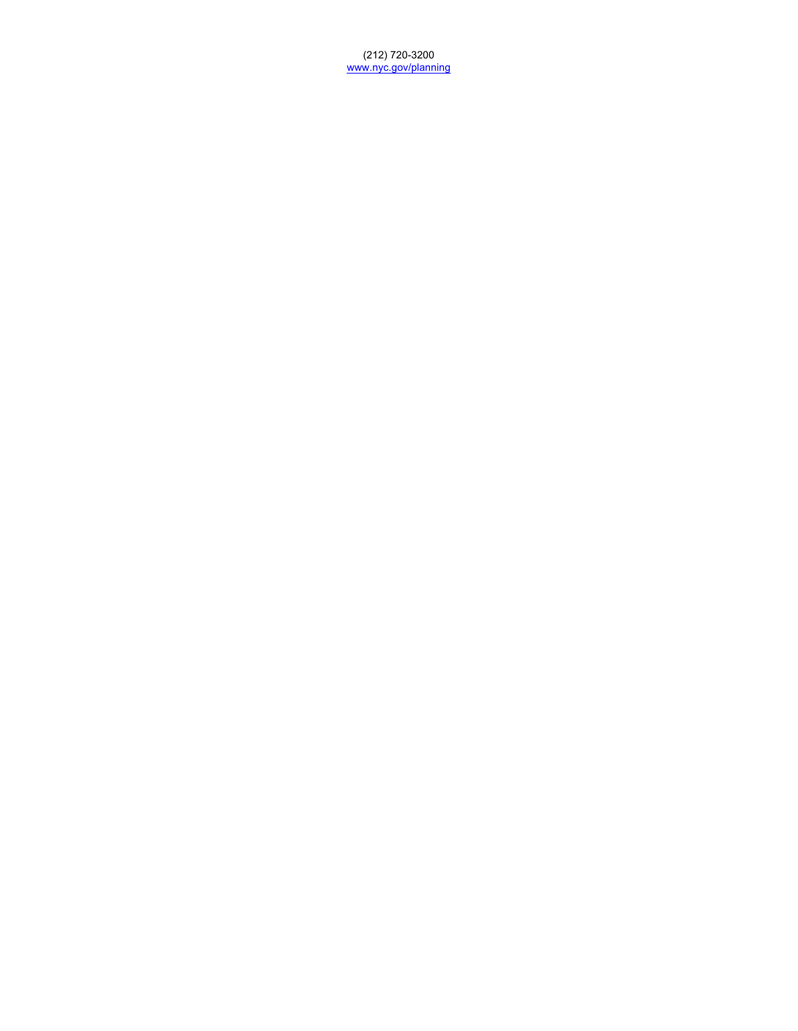(212) 720-3200
www.nyc.gov/planning